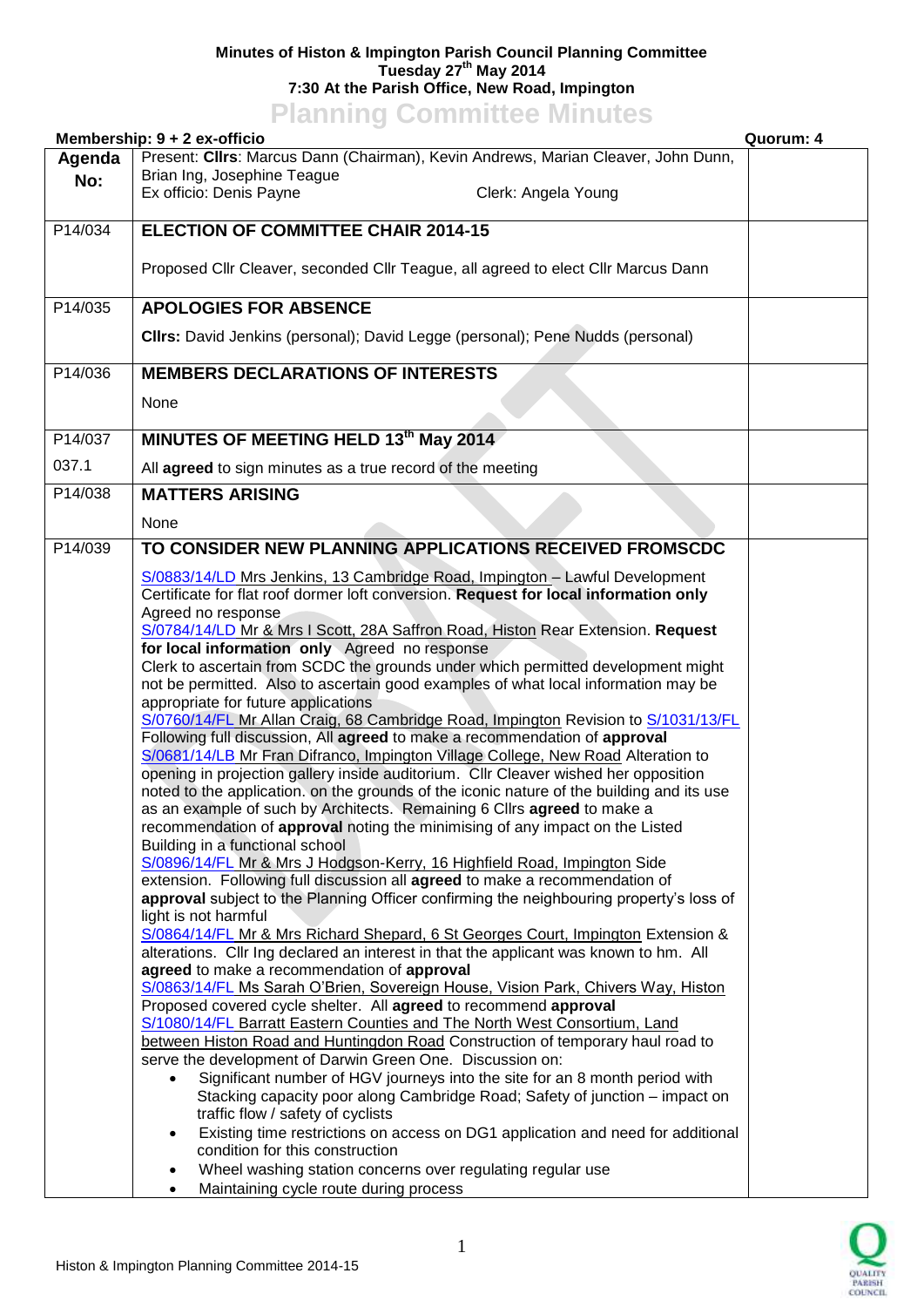**Minutes of Histon & Impington Parish Council Planning Committee**
**Tuesday 27th May 2014**
**7:30 At the Parish Office, New Road, Impington**

# Planning Committee Minutes

**Membership: 9 + 2 ex-officio** | **Quorum: 4**

| Agenda No: | | |
|---|---|---|
| | Present: **Cllrs**: Marcus Dann (Chairman), Kevin Andrews, Marian Cleaver, John Dunn, Brian Ing, Josephine Teague<br>Ex officio: Denis Payne     Clerk: Angela Young | |
| P14/034 | **ELECTION OF COMMITTEE CHAIR 2014-15**<br><br>Proposed Cllr Cleaver, seconded Cllr Teague, all agreed to elect Cllr Marcus Dann | |
| P14/035 | **APOLOGIES FOR ABSENCE**<br><br>**Cllrs:** David Jenkins (personal); David Legge (personal); Pene Nudds (personal) | |
| P14/036 | **MEMBERS DECLARATIONS OF INTERESTS**<br><br>None | |
| P14/037<br><br>037.1 | **MINUTES OF MEETING HELD 13th May 2014**<br><br>All **agreed** to sign minutes as a true record of the meeting | |
| P14/038 | **MATTERS ARISING**<br><br>None | |
| P14/039 | **TO CONSIDER NEW PLANNING APPLICATIONS RECEIVED FROMSCDC**<br><br>S/0883/14/LD Mrs Jenkins, 13 Cambridge Road, Impington – Lawful Development Certificate for flat roof dormer loft conversion. **Request for local information only** Agreed no response<br>S/0784/14/LD Mr & Mrs I Scott, 28A Saffron Road, Histon Rear Extension. **Request for local information only** Agreed no response<br>Clerk to ascertain from SCDC the grounds under which permitted development might not be permitted. Also to ascertain good examples of what local information may be appropriate for future applications<br>S/0760/14/FL Mr Allan Craig, 68 Cambridge Road, Impington Revision to S/1031/13/FL Following full discussion, All **agreed** to make a recommendation of **approval**<br>S/0681/14/LB Mr Fran Difranco, Impington Village College, New Road Alteration to opening in projection gallery inside auditorium. Cllr Cleaver wished her opposition noted to the application. on the grounds of the iconic nature of the building and its use as an example of such by Architects. Remaining 6 Cllrs **agreed** to make a recommendation of **approval** noting the minimising of any impact on the Listed Building in a functional school<br>S/0896/14/FL Mr & Mrs J Hodgson-Kerry, 16 Highfield Road, Impington Side extension. Following full discussion all **agreed** to make a recommendation of **approval** subject to the Planning Officer confirming the neighbouring property's loss of light is not harmful<br>S/0864/14/FL Mr & Mrs Richard Shepard, 6 St Georges Court, Impington Extension & alterations. Cllr Ing declared an interest in that the applicant was known to hm. All **agreed** to make a recommendation of **approval**<br>S/0863/14/FL Ms Sarah O'Brien, Sovereign House, Vision Park, Chivers Way, Histon Proposed covered cycle shelter. All **agreed** to recommend **approval**<br>S/1080/14/FL Barratt Eastern Counties and The North West Consortium, Land between Histon Road and Huntingdon Road Construction of temporary haul road to serve the development of Darwin Green One. Discussion on:<br>• Significant number of HGV journeys into the site for an 8 month period with Stacking capacity poor along Cambridge Road; Safety of junction – impact on traffic flow / safety of cyclists<br>• Existing time restrictions on access on DG1 application and need for additional condition for this construction<br>• Wheel washing station concerns over regulating regular use<br>• Maintaining cycle route during process | |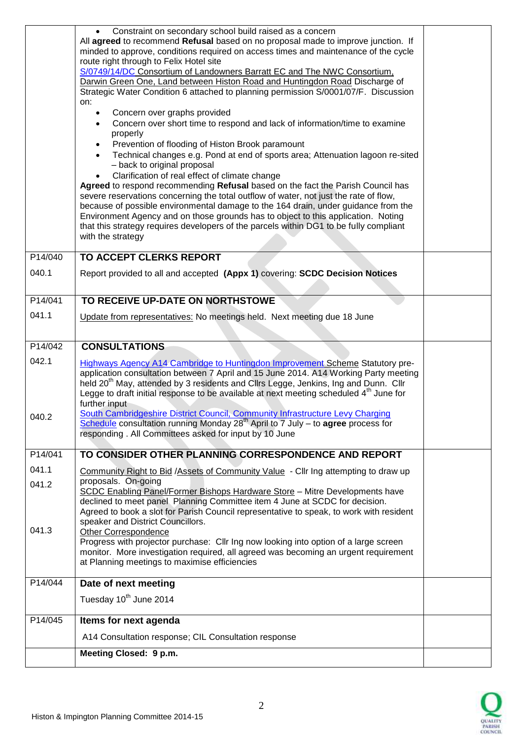| | | |
|---|---|---|
| | • Constraint on secondary school build raised as a concern<br>All **agreed** to recommend **Refusal** based on no proposal made to improve junction. If minded to approve, conditions required on access times and maintenance of the cycle route right through to Felix Hotel site<br>S/0749/14/DC Consortium of Landowners Barratt EC and The NWC Consortium, Darwin Green One, Land between Histon Road and Huntingdon Road Discharge of Strategic Water Condition 6 attached to planning permission S/0001/07/F. Discussion on:<br>• Concern over graphs provided<br>• Concern over short time to respond and lack of information/time to examine properly<br>• Prevention of flooding of Histon Brook paramount<br>• Technical changes e.g. Pond at end of sports area; Attenuation lagoon re-sited – back to original proposal<br>• Clarification of real effect of climate change<br>**Agreed** to respond recommending **Refusal** based on the fact the Parish Council has severe reservations concerning the total outflow of water, not just the rate of flow, because of possible environmental damage to the 164 drain, under guidance from the Environment Agency and on those grounds has to object to this application. Noting that this strategy requires developers of the parcels within DG1 to be fully compliant with the strategy | |
| P14/040<br><br>040.1 | **TO ACCEPT CLERKS REPORT**<br><br>Report provided to all and accepted **(Appx 1)** covering: **SCDC Decision Notices** | |
| P14/041<br><br>041.1 | **TO RECEIVE UP-DATE ON NORTHSTOWE**<br><br>Update from representatives: No meetings held. Next meeting due 18 June | |
| P14/042<br><br>042.1<br><br><br><br><br>040.2 | **CONSULTATIONS**<br><br>Highways Agency A14 Cambridge to Huntingdon Improvement Scheme Statutory pre-application consultation between 7 April and 15 June 2014. A14 Working Party meeting held 20th May, attended by 3 residents and Cllrs Legge, Jenkins, Ing and Dunn. Cllr Legge to draft initial response to be available at next meeting scheduled 4th June for further input<br>South Cambridgeshire District Council, Community Infrastructure Levy Charging Schedule consultation running Monday 28th April to 7 July – to **agree** process for responding . All Committees asked for input by 10 June | |
| P14/041<br><br>041.1<br>041.2<br><br><br><br>041.3 | **TO CONSIDER OTHER PLANNING CORRESPONDENCE AND REPORT**<br><br>Community Right to Bid /Assets of Community Value - Cllr Ing attempting to draw up proposals. On-going<br>SCDC Enabling Panel/Former Bishops Hardware Store – Mitre Developments have declined to meet panel. Planning Committee item 4 June at SCDC for decision. Agreed to book a slot for Parish Council representative to speak, to work with resident speaker and District Councillors.<br>Other Correspondence<br>Progress with projector purchase: Cllr Ing now looking into option of a large screen monitor. More investigation required, all agreed was becoming an urgent requirement at Planning meetings to maximise efficiencies | |
| P14/044 | **Date of next meeting**<br><br>Tuesday 10th June 2014 | |
| P14/045 | **Items for next agenda**<br><br>A14 Consultation response; CIL Consultation response | |
| | **Meeting Closed: 9 p.m.** | |